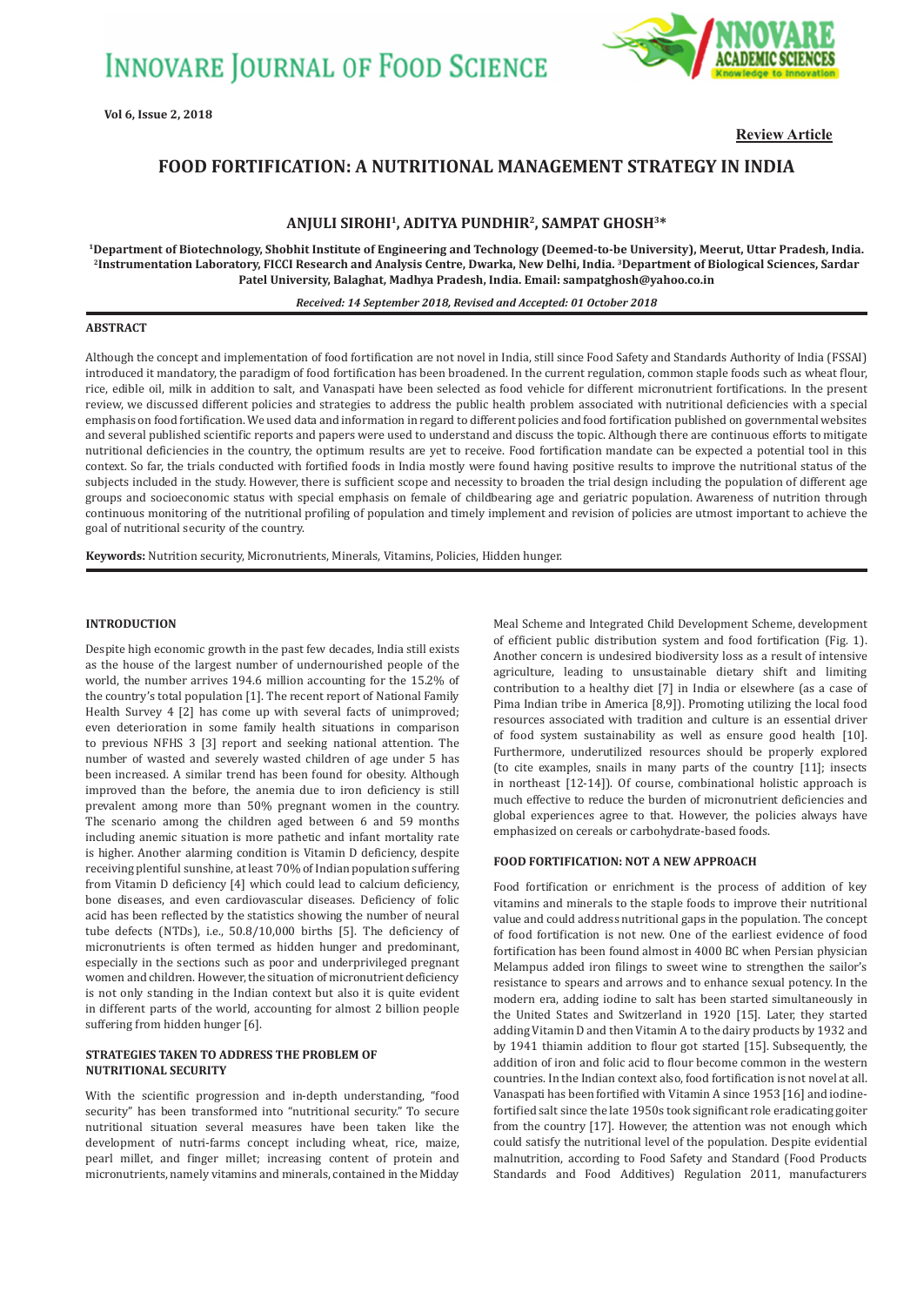Review Article

# FOOD FORTIFICATION: A NUTRITIONAL MANAGEMENT STRATEGY IN INDIA

**ANJULI SIROHI[1], ADITYA PUNDHIR[2], SAMPAT GHOSH[3]***

[1]Department of Biotechnology, Shobhit Institute of Engineering and Technology (Deemed-to-be University), Meerut, Uttar Pradesh, India. [2]Instrumentation Laboratory, FICCI Research and Analysis Centre, Dwarka, New Delhi, India. [3]Department of Biological Sciences, Sardar Patel University, Balaghat, Madhya Pradesh, India. Email: sampatghosh@yahoo.co.in

*Received: 14 September 2018, Revised and Accepted: 01 October 2018*

## ABSTRACT

Although the concept and implementation of food fortification are not novel in India, still since Food Safety and Standards Authority of India (FSSAI) introduced it mandatory, the paradigm of food fortification has been broadened. In the current regulation, common staple foods such as wheat flour, rice, edible oil, milk in addition to salt, and Vanaspati have been selected as food vehicle for different micronutrient fortifications. In the present review, we discussed different policies and strategies to address the public health problem associated with nutritional deficiencies with a special emphasis on food fortification. We used data and information in regard to different policies and food fortification published on governmental websites and several published scientific reports and papers were used to understand and discuss the topic. Although there are continuous efforts to mitigate nutritional deficiencies in the country, the optimum results are yet to receive. Food fortification mandate can be expected a potential tool in this context. So far, the trials conducted with fortified foods in India mostly were found having positive results to improve the nutritional status of the subjects included in the study. However, there is sufficient scope and necessity to broaden the trial design including the population of different age groups and socioeconomic status with special emphasis on female of childbearing age and geriatric population. Awareness of nutrition through continuous monitoring of the nutritional profiling of population and timely implement and revision of policies are utmost important to achieve the goal of nutritional security of the country.

**Keywords:** Nutrition security, Micronutrients, Minerals, Vitamins, Policies, Hidden hunger.

## INTRODUCTION

Despite high economic growth in the past few decades, India still exists as the house of the largest number of undernourished people of the world, the number arrives 194.6 million accounting for the 15.2% of the country's total population [1]. The recent report of National Family Health Survey 4 [2] has come up with several facts of unimproved; even deterioration in some family health situations in comparison to previous NFHS 3 [3] report and seeking national attention. The number of wasted and severely wasted children of age under 5 has been increased. A similar trend has been found for obesity. Although improved than the before, the anemia due to iron deficiency is still prevalent among more than 50% pregnant women in the country. The scenario among the children aged between 6 and 59 months including anemic situation is more pathetic and infant mortality rate is higher. Another alarming condition is Vitamin D deficiency, despite receiving plentiful sunshine, at least 70% of Indian population suffering from Vitamin D deficiency [4] which could lead to calcium deficiency, bone diseases, and even cardiovascular diseases. Deficiency of folic acid has been reflected by the statistics showing the number of neural tube defects (NTDs), i.e., 50.8/10,000 births [5]. The deficiency of micronutrients is often termed as hidden hunger and predominant, especially in the sections such as poor and underprivileged pregnant women and children. However, the situation of micronutrient deficiency is not only standing in the Indian context but also it is quite evident in different parts of the world, accounting for almost 2 billion people suffering from hidden hunger [6].

## STRATEGIES TAKEN TO ADDRESS THE PROBLEM OF NUTRITIONAL SECURITY

With the scientific progression and in-depth understanding, "food security" has been transformed into "nutritional security." To secure nutritional situation several measures have been taken like the development of nutri-farms concept including wheat, rice, maize, pearl millet, and finger millet; increasing content of protein and micronutrients, namely vitamins and minerals, contained in the Midday Meal Scheme and Integrated Child Development Scheme, development of efficient public distribution system and food fortification (Fig. 1). Another concern is undesired biodiversity loss as a result of intensive agriculture, leading to unsustainable dietary shift and limiting contribution to a healthy diet [7] in India or elsewhere (as a case of Pima Indian tribe in America [8,9]). Promoting utilizing the local food resources associated with tradition and culture is an essential driver of food system sustainability as well as ensure good health [10]. Furthermore, underutilized resources should be properly explored (to cite examples, snails in many parts of the country [11]; insects in northeast [12-14]). Of course, combinational holistic approach is much effective to reduce the burden of micronutrient deficiencies and global experiences agree to that. However, the policies always have emphasized on cereals or carbohydrate-based foods.

## FOOD FORTIFICATION: NOT A NEW APPROACH

Food fortification or enrichment is the process of addition of key vitamins and minerals to the staple foods to improve their nutritional value and could address nutritional gaps in the population. The concept of food fortification is not new. One of the earliest evidence of food fortification has been found almost in 4000 BC when Persian physician Melampus added iron filings to sweet wine to strengthen the sailor's resistance to spears and arrows and to enhance sexual potency. In the modern era, adding iodine to salt has been started simultaneously in the United States and Switzerland in 1920 [15]. Later, they started adding Vitamin D and then Vitamin A to the dairy products by 1932 and by 1941 thiamin addition to flour got started [15]. Subsequently, the addition of iron and folic acid to flour become common in the western countries. In the Indian context also, food fortification is not novel at all. Vanaspati has been fortified with Vitamin A since 1953 [16] and iodine-fortified salt since the late 1950s took significant role eradicating goiter from the country [17]. However, the attention was not enough which could satisfy the nutritional level of the population. Despite evidential malnutrition, according to Food Safety and Standard (Food Products Standards and Food Additives) Regulation 2011, manufacturers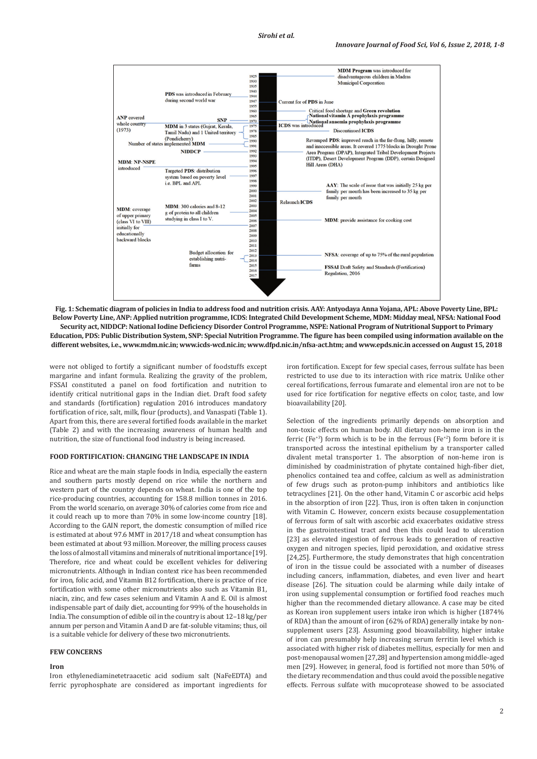Fig. 1: Schematic diagram of policies in India to address food and nutrition crisis. AAY: Antyodaya Anna Yojana, APL: Above Poverty Line, BPL: Below Poverty Line, ANP: Applied nutrition programme, ICDS: Integrated Child Development Scheme, MDM: Midday meal, NFSA: National Food Security act, NIDDCP: National Iodine Deficiency Disorder Control Programme, NSPE: National Program of Nutritional Support to Primary Education, PDS: Public Distribution System, SNP: Special Nutrition Programme. The figure has been compiled using information available on the different websites, i.e., www.mdm.nic.in; www.icds-wcd.nic.in; www.dfpd.nic.in/nfsa-act.htm; and www.epds.nic.in accessed on August 15, 2018

were not obliged to fortify a significant number of foodstuffs except margarine and infant formula. Realizing the gravity of the problem, FSSAI constituted a panel on food fortification and nutrition to identify critical nutritional gaps in the Indian diet. Draft food safety and standards (fortification) regulation 2016 introduces mandatory fortification of rice, salt, milk, flour (products), and Vanaspati (Table 1). Apart from this, there are several fortified foods available in the market (Table 2) and with the increasing awareness of human health and nutrition, the size of functional food industry is being increased.

## FOOD FORTIFICATION: CHANGING THE LANDSCAPE IN INDIA

Rice and wheat are the main staple foods in India, especially the eastern and southern parts mostly depend on rice while the northern and western part of the country depends on wheat. India is one of the top rice-producing countries, accounting for 158.8 million tonnes in 2016. From the world scenario, on average 30% of calories come from rice and it could reach up to more than 70% in some low-income country [18]. According to the GAIN report, the domestic consumption of milled rice is estimated at about 97.6 MMT in 2017/18 and wheat consumption has been estimated at about 93 million. Moreover, the milling process causes the loss of almost all vitamins and minerals of nutritional importance [19]. Therefore, rice and wheat could be excellent vehicles for delivering micronutrients. Although in Indian context rice has been recommended for iron, folic acid, and Vitamin B12 fortification, there is practice of rice fortification with some other micronutrients also such as Vitamin B1, niacin, zinc, and few cases selenium and Vitamin A and E. Oil is almost indispensable part of daily diet, accounting for 99% of the households in India. The consumption of edible oil in the country is about 12–18 kg/per annum per person and Vitamin A and D are fat-soluble vitamins; thus, oil is a suitable vehicle for delivery of these two micronutrients.

## FEW CONCERNS

### Iron

Iron ethylenediaminetetraacetic acid sodium salt (NaFeEDTA) and ferric pyrophosphate are considered as important ingredients for iron fortification. Except for few special cases, ferrous sulfate has been restricted to use due to its interaction with rice matrix. Unlike other cereal fortifications, ferrous fumarate and elemental iron are not to be used for rice fortification for negative effects on color, taste, and low bioavailability [20].

Selection of the ingredients primarily depends on absorption and non-toxic effects on human body. All dietary non-heme iron is in the ferric ($Fe^{+3}$) form which is to be in the ferrous ($Fe^{+2}$) form before it is transported across the intestinal epithelium by a transporter called divalent metal transporter 1. The absorption of non-heme iron is diminished by coadministration of phytate contained high-fiber diet, phenolics contained tea and coffee, calcium as well as administration of few drugs such as proton-pump inhibitors and antibiotics like tetracyclines [21]. On the other hand, Vitamin C or ascorbic acid helps in the absorption of iron [22]. Thus, iron is often taken in conjunction with Vitamin C. However, concern exists because cosupplementation of ferrous form of salt with ascorbic acid exacerbates oxidative stress in the gastrointestinal tract and then this could lead to ulceration [23] as elevated ingestion of ferrous leads to generation of reactive oxygen and nitrogen species, lipid peroxidation, and oxidative stress [24,25]. Furthermore, the study demonstrates that high concentration of iron in the tissue could be associated with a number of diseases including cancers, inflammation, diabetes, and even liver and heart disease [26]. The situation could be alarming while daily intake of iron using supplemental consumption or fortified food reaches much higher than the recommended dietary allowance. A case may be cited as Korean iron supplement users intake iron which is higher (1874% of RDA) than the amount of iron (62% of RDA) generally intake by non-supplement users [23]. Assuming good bioavailability, higher intake of iron can presumably help increasing serum ferritin level which is associated with higher risk of diabetes mellitus, especially for men and post-menopausal women [27,28] and hypertension among middle-aged men [29]. However, in general, food is fortified not more than 50% of the dietary recommendation and thus could avoid the possible negative effects. Ferrous sulfate with mucoprotease showed to be associated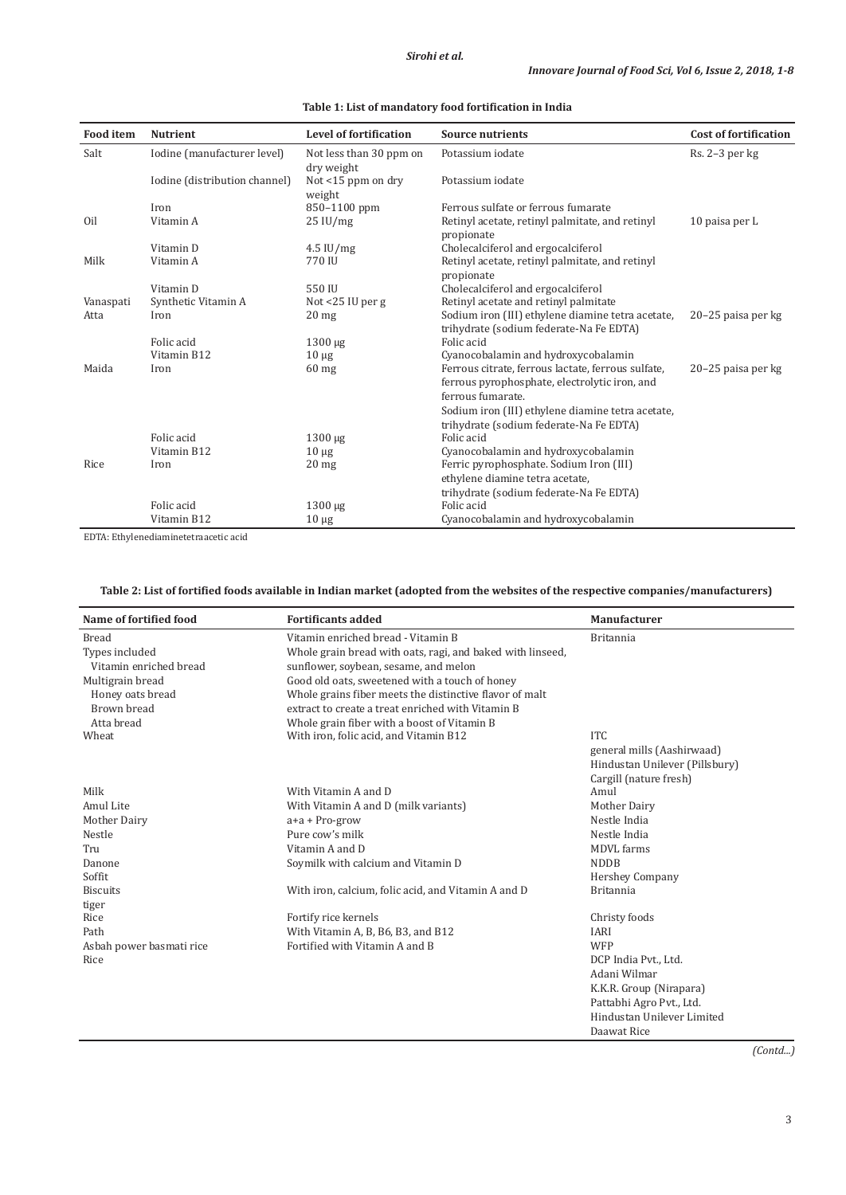**Table 1: List of mandatory food fortification in India**

| Food item | Nutrient | Level of fortification | Source nutrients | Cost of fortification |
|---|---|---|---|---|
| Salt | Iodine (manufacturer level) | Not less than 30 ppm on dry weight | Potassium iodate | Rs. 2–3 per kg |
| | Iodine (distribution channel) | Not <15 ppm on dry weight | Potassium iodate | |
| | Iron | 850–1100 ppm | Ferrous sulfate or ferrous fumarate | |
| Oil | Vitamin A | 25 IU/mg | Retinyl acetate, retinyl palmitate, and retinyl propionate | 10 paisa per L |
| | Vitamin D | 4.5 IU/mg | Cholecalciferol and ergocalciferol | |
| Milk | Vitamin A | 770 IU | Retinyl acetate, retinyl palmitate, and retinyl propionate | |
| | Vitamin D | 550 IU | Cholecalciferol and ergocalciferol | |
| Vanaspati | Synthetic Vitamin A | Not <25 IU per g | Retinyl acetate and retinyl palmitate | |
| Atta | Iron | 20 mg | Sodium iron (III) ethylene diamine tetra acetate, trihydrate (sodium federate-Na Fe EDTA) | 20–25 paisa per kg |
| | Folic acid | 1300 µg | Folic acid | |
| | Vitamin B12 | 10 µg | Cyanocobalamin and hydroxycobalamin | |
| Maida | Iron | 60 mg | Ferrous citrate, ferrous lactate, ferrous sulfate, ferrous pyrophosphate, electrolytic iron, and ferrous fumarate. Sodium iron (III) ethylene diamine tetra acetate, trihydrate (sodium federate-Na Fe EDTA) | 20–25 paisa per kg |
| | Folic acid | 1300 µg | Folic acid | |
| | Vitamin B12 | 10 µg | Cyanocobalamin and hydroxycobalamin | |
| Rice | Iron | 20 mg | Ferric pyrophosphate. Sodium Iron (III) ethylene diamine tetra acetate, trihydrate (sodium federate-Na Fe EDTA) | |
| | Folic acid | 1300 µg | Folic acid | |
| | Vitamin B12 | 10 µg | Cyanocobalamin and hydroxycobalamin | |

EDTA: Ethylenediaminetetraacetic acid

**Table 2: List of fortified foods available in Indian market (adopted from the websites of the respective companies/manufacturers)**

| Name of fortified food | Fortificants added | Manufacturer |
|---|---|---|
| Bread | Vitamin enriched bread - Vitamin B | Britannia |
| Types included | Whole grain bread with oats, ragi, and baked with linseed, | |
| Vitamin enriched bread | sunflower, soybean, sesame, and melon | |
| Multigrain bread | Good old oats, sweetened with a touch of honey | |
| Honey oats bread | Whole grains fiber meets the distinctive flavor of malt | |
| Brown bread | extract to create a treat enriched with Vitamin B | |
| Atta bread | Whole grain fiber with a boost of Vitamin B | |
| Wheat | With iron, folic acid, and Vitamin B12 | ITC<br>general mills (Aashirwaad)<br>Hindustan Unilever (Pillsbury)<br>Cargill (nature fresh) |
| Milk | With Vitamin A and D | Amul |
| Amul Lite | With Vitamin A and D (milk variants) | Mother Dairy |
| Mother Dairy | a+a + Pro-grow | Nestle India |
| Nestle | Pure cow's milk | Nestle India |
| Tru | Vitamin A and D | MDVL farms |
| Danone | Soymilk with calcium and Vitamin D | NDDB |
| Soffit | | Hershey Company |
| Biscuits | With iron, calcium, folic acid, and Vitamin A and D | Britannia |
| tiger | | |
| Rice | Fortify rice kernels | Christy foods |
| Path | With Vitamin A, B, B6, B3, and B12 | IARI |
| Asbah power basmati rice | Fortified with Vitamin A and B | WFP |
| Rice | | DCP India Pvt., Ltd.<br>Adani Wilmar<br>K.K.R. Group (Nirapara)<br>Pattabhi Agro Pvt., Ltd.<br>Hindustan Unilever Limited<br>Daawat Rice |

*(Contd...)*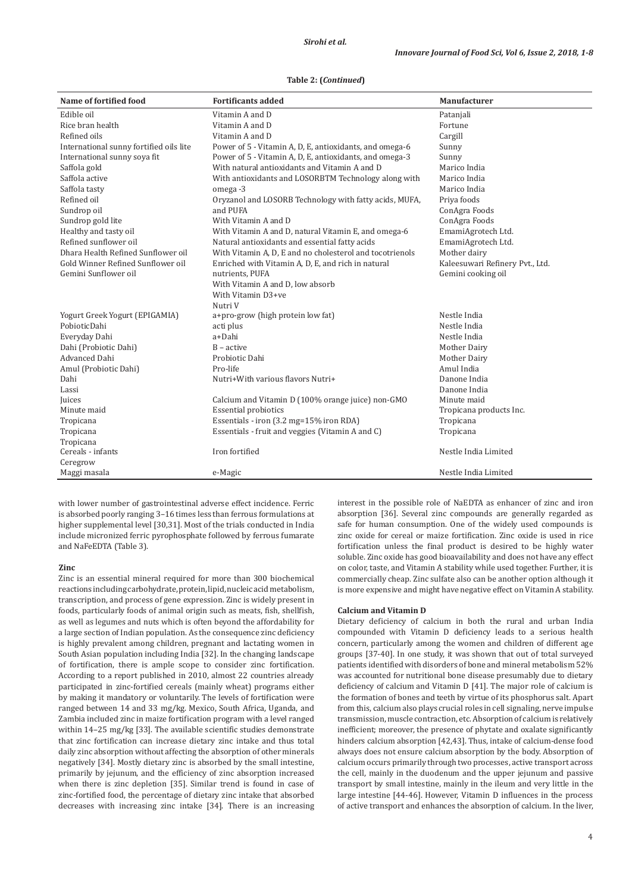**Table 2: (*Continued*)**

| Name of fortified food | Fortificants added | Manufacturer |
|---|---|---|
| Edible oil | Vitamin A and D | Patanjali |
| Rice bran health | Vitamin A and D | Fortune |
| Refined oils | Vitamin A and D | Cargill |
| International sunny fortified oils lite | Power of 5 - Vitamin A, D, E, antioxidants, and omega-6 | Sunny |
| International sunny soya fit | Power of 5 - Vitamin A, D, E, antioxidants, and omega-3 | Sunny |
| Saffola gold | With natural antioxidants and Vitamin A and D | Marico India |
| Saffola active | With antioxidants and LOSORBTM Technology along with | Marico India |
| Saffola tasty | omega -3 | Marico India |
| Refined oil | Oryzanol and LOSORB Technology with fatty acids, MUFA, | Priya foods |
| Sundrop oil | and PUFA | ConAgra Foods |
| Sundrop gold lite | With Vitamin A and D | ConAgra Foods |
| Healthy and tasty oil | With Vitamin A and D, natural Vitamin E, and omega-6 | EmamiAgrotech Ltd. |
| Refined sunflower oil | Natural antioxidants and essential fatty acids | EmamiAgrotech Ltd. |
| Dhara Health Refined Sunflower oil | With Vitamin A, D, E and no cholesterol and tocotrienols | Mother dairy |
| Gold Winner Refined Sunflower oil | Enriched with Vitamin A, D, E, and rich in natural | Kaleesuwari Refinery Pvt., Ltd. |
| Gemini Sunflower oil | nutrients, PUFA | Gemini cooking oil |
| | With Vitamin A and D, low absorb | |
| | With Vitamin D3+ve | |
| | Nutri V | |
| Yogurt Greek Yogurt (EPIGAMIA) | a+pro-grow (high protein low fat) | Nestle India |
| PobioticDahi | acti plus | Nestle India |
| Everyday Dahi | a+Dahi | Nestle India |
| Dahi (Probiotic Dahi) | B – active | Mother Dairy |
| Advanced Dahi | Probiotic Dahi | Mother Dairy |
| Amul (Probiotic Dahi) | Pro-life | Amul India |
| Dahi | Nutri+With various flavors Nutri+ | Danone India |
| Lassi | | Danone India |
| Juices | Calcium and Vitamin D (100% orange juice) non-GMO | Minute maid |
| Minute maid | Essential probiotics | Tropicana products Inc. |
| Tropicana | Essentials - iron (3.2 mg=15% iron RDA) | Tropicana |
| Tropicana | Essentials - fruit and veggies (Vitamin A and C) | Tropicana |
| Tropicana | | |
| Cereals - infants | Iron fortified | Nestle India Limited |
| Ceregrow | | |
| Maggi masala | e-Magic | Nestle India Limited |

with lower number of gastrointestinal adverse effect incidence. Ferric is absorbed poorly ranging 3–16 times less than ferrous formulations at higher supplemental level [30,31]. Most of the trials conducted in India include micronized ferric pyrophosphate followed by ferrous fumarate and NaFeEDTA (Table 3).

### Zinc

Zinc is an essential mineral required for more than 300 biochemical reactions including carbohydrate, protein, lipid, nucleic acid metabolism, transcription, and process of gene expression. Zinc is widely present in foods, particularly foods of animal origin such as meats, fish, shellfish, as well as legumes and nuts which is often beyond the affordability for a large section of Indian population. As the consequence zinc deficiency is highly prevalent among children, pregnant and lactating women in South Asian population including India [32]. In the changing landscape of fortification, there is ample scope to consider zinc fortification. According to a report published in 2010, almost 22 countries already participated in zinc-fortified cereals (mainly wheat) programs either by making it mandatory or voluntarily. The levels of fortification were ranged between 14 and 33 mg/kg. Mexico, South Africa, Uganda, and Zambia included zinc in maize fortification program with a level ranged within 14–25 mg/kg [33]. The available scientific studies demonstrate that zinc fortification can increase dietary zinc intake and thus total daily zinc absorption without affecting the absorption of other minerals negatively [34]. Mostly dietary zinc is absorbed by the small intestine, primarily by jejunum, and the efficiency of zinc absorption increased when there is zinc depletion [35]. Similar trend is found in case of zinc-fortified food, the percentage of dietary zinc intake that absorbed decreases with increasing zinc intake [34]. There is an increasing interest in the possible role of NaEDTA as enhancer of zinc and iron absorption [36]. Several zinc compounds are generally regarded as safe for human consumption. One of the widely used compounds is zinc oxide for cereal or maize fortification. Zinc oxide is used in rice fortification unless the final product is desired to be highly water soluble. Zinc oxide has good bioavailability and does not have any effect on color, taste, and Vitamin A stability while used together. Further, it is commercially cheap. Zinc sulfate also can be another option although it is more expensive and might have negative effect on Vitamin A stability.

### Calcium and Vitamin D

Dietary deficiency of calcium in both the rural and urban India compounded with Vitamin D deficiency leads to a serious health concern, particularly among the women and children of different age groups [37-40]. In one study, it was shown that out of total surveyed patients identified with disorders of bone and mineral metabolism 52% was accounted for nutritional bone disease presumably due to dietary deficiency of calcium and Vitamin D [41]. The major role of calcium is the formation of bones and teeth by virtue of its phosphorus salt. Apart from this, calcium also plays crucial roles in cell signaling, nerve impulse transmission, muscle contraction, etc. Absorption of calcium is relatively inefficient; moreover, the presence of phytate and oxalate significantly hinders calcium absorption [42,43]. Thus, intake of calcium-dense food always does not ensure calcium absorption by the body. Absorption of calcium occurs primarily through two processes, active transport across the cell, mainly in the duodenum and the upper jejunum and passive transport by small intestine, mainly in the ileum and very little in the large intestine [44-46]. However, Vitamin D influences in the process of active transport and enhances the absorption of calcium. In the liver,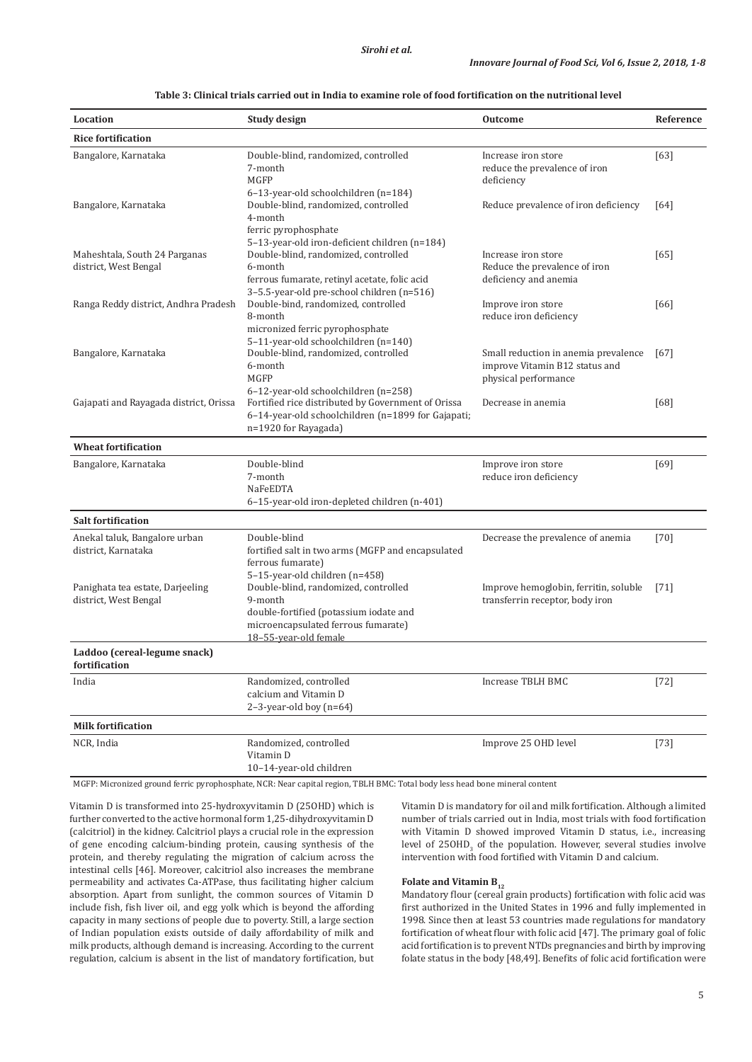**Table 3: Clinical trials carried out in India to examine role of food fortification on the nutritional level**

| Location | Study design | Outcome | Reference |
|---|---|---|---|
| **Rice fortification** | | | |
| Bangalore, Karnataka | Double-blind, randomized, controlled 7-month MGFP 6–13-year-old schoolchildren (n=184) | Increase iron store reduce the prevalence of iron deficiency | [63] |
| Bangalore, Karnataka | Double-blind, randomized, controlled 4-month ferric pyrophosphate 5–13-year-old iron-deficient children (n=184) | Reduce prevalence of iron deficiency | [64] |
| Maheshtala, South 24 Parganas district, West Bengal | Double-blind, randomized, controlled 6-month ferrous fumarate, retinyl acetate, folic acid 3–5.5-year-old pre-school children (n=516) | Increase iron store Reduce the prevalence of iron deficiency and anemia | [65] |
| Ranga Reddy district, Andhra Pradesh | Double-bind, randomized, controlled 8-month micronized ferric pyrophosphate 5–11-year-old schoolchildren (n=140) | Improve iron store reduce iron deficiency | [66] |
| Bangalore, Karnataka | Double-blind, randomized, controlled 6-month MGFP 6–12-year-old schoolchildren (n=258) | Small reduction in anemia prevalence improve Vitamin B12 status and physical performance | [67] |
| Gajapati and Rayagada district, Orissa | Fortified rice distributed by Government of Orissa 6–14-year-old schoolchildren (n=1899 for Gajapati; n=1920 for Rayagada) | Decrease in anemia | [68] |
| **Wheat fortification** | | | |
| Bangalore, Karnataka | Double-blind 7-month NaFeEDTA 6–15-year-old iron-depleted children (n-401) | Improve iron store reduce iron deficiency | [69] |
| **Salt fortification** | | | |
| Anekal taluk, Bangalore urban district, Karnataka | Double-blind fortified salt in two arms (MGFP and encapsulated ferrous fumarate) 5–15-year-old children (n=458) | Decrease the prevalence of anemia | [70] |
| Panighata tea estate, Darjeeling district, West Bengal | Double-blind, randomized, controlled 9-month double-fortified (potassium iodate and microencapsulated ferrous fumarate) 18–55-year-old female | Improve hemoglobin, ferritin, soluble transferrin receptor, body iron | [71] |
| **Laddoo (cereal-legume snack) fortification** | | | |
| India | Randomized, controlled calcium and Vitamin D 2–3-year-old boy (n=64) | Increase TBLH BMC | [72] |
| **Milk fortification** | | | |
| NCR, India | Randomized, controlled Vitamin D 10–14-year-old children | Improve 25 OHD level | [73] |

MGFP: Micronized ground ferric pyrophosphate, NCR: Near capital region, TBLH BMC: Total body less head bone mineral content

Vitamin D is transformed into 25-hydroxyvitamin D (25OHD) which is further converted to the active hormonal form 1,25-dihydroxyvitamin D (calcitriol) in the kidney. Calcitriol plays a crucial role in the expression of gene encoding calcium-binding protein, causing synthesis of the protein, and thereby regulating the migration of calcium across the intestinal cells [46]. Moreover, calcitriol also increases the membrane permeability and activates Ca-ATPase, thus facilitating higher calcium absorption. Apart from sunlight, the common sources of Vitamin D include fish, fish liver oil, and egg yolk which is beyond the affording capacity in many sections of people due to poverty. Still, a large section of Indian population exists outside of daily affordability of milk and milk products, although demand is increasing. According to the current regulation, calcium is absent in the list of mandatory fortification, but Vitamin D is mandatory for oil and milk fortification. Although a limited number of trials carried out in India, most trials with food fortification with Vitamin D showed improved Vitamin D status, i.e., increasing level of $25OHD_3$ of the population. However, several studies involve intervention with food fortified with Vitamin D and calcium.

### Folate and Vitamin $B_{12}$

Mandatory flour (cereal grain products) fortification with folic acid was first authorized in the United States in 1996 and fully implemented in 1998. Since then at least 53 countries made regulations for mandatory fortification of wheat flour with folic acid [47]. The primary goal of folic acid fortification is to prevent NTDs pregnancies and birth by improving folate status in the body [48,49]. Benefits of folic acid fortification were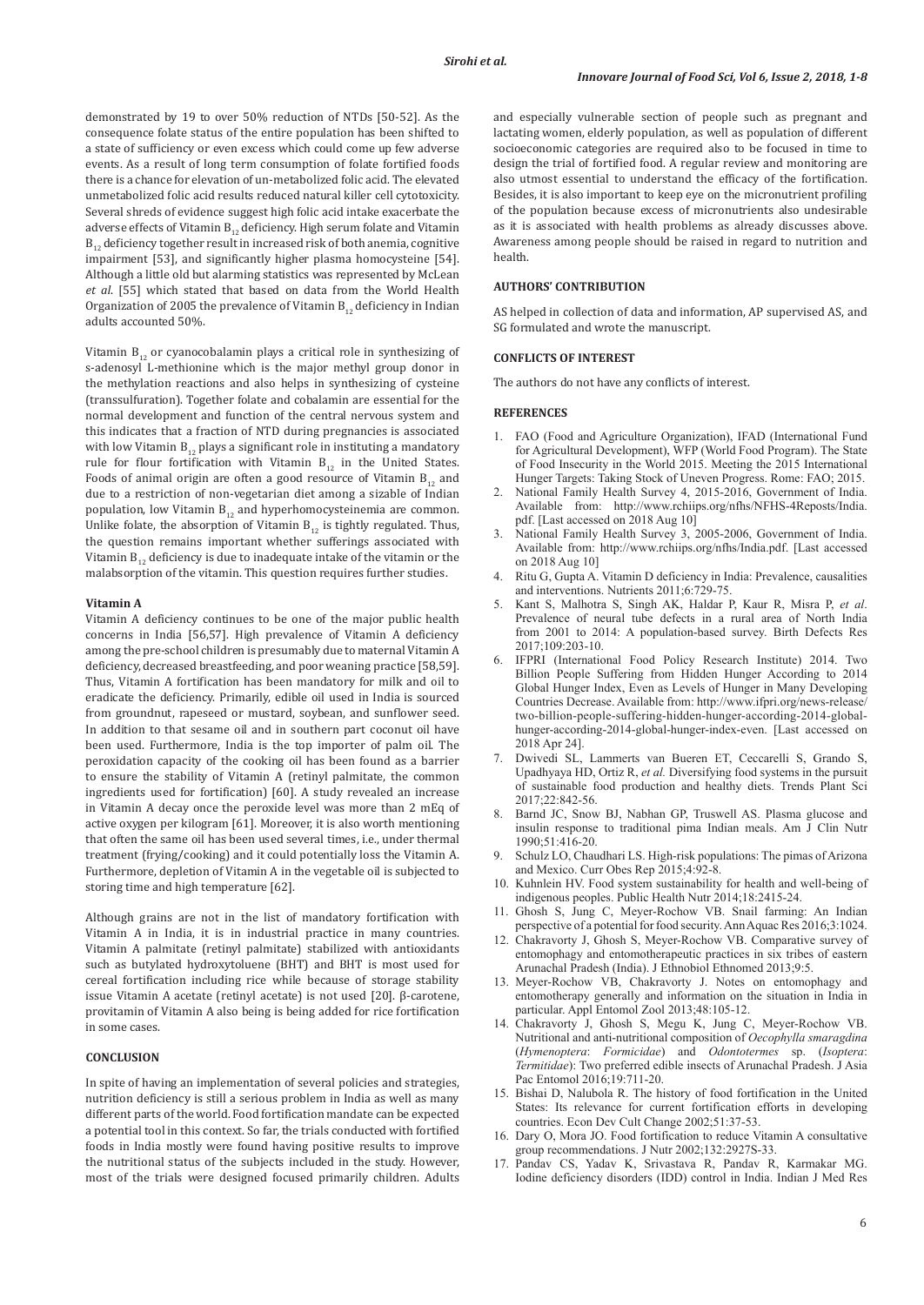demonstrated by 19 to over 50% reduction of NTDs [50-52]. As the consequence folate status of the entire population has been shifted to a state of sufficiency or even excess which could come up few adverse events. As a result of long term consumption of folate fortified foods there is a chance for elevation of un-metabolized folic acid. The elevated unmetabolized folic acid results reduced natural killer cell cytotoxicity. Several shreds of evidence suggest high folic acid intake exacerbate the adverse effects of Vitamin $B_{12}$ deficiency. High serum folate and Vitamin $B_{12}$ deficiency together result in increased risk of both anemia, cognitive impairment [53], and significantly higher plasma homocysteine [54]. Although a little old but alarming statistics was represented by McLean *et al*. [55] which stated that based on data from the World Health Organization of 2005 the prevalence of Vitamin $B_{12}$ deficiency in Indian adults accounted 50%.

Vitamin $B_{12}$ or cyanocobalamin plays a critical role in synthesizing of s-adenosyl L-methionine which is the major methyl group donor in the methylation reactions and also helps in synthesizing of cysteine (transsulfuration). Together folate and cobalamin are essential for the normal development and function of the central nervous system and this indicates that a fraction of NTD during pregnancies is associated with low Vitamin $B_{12}$ plays a significant role in instituting a mandatory rule for flour fortification with Vitamin $B_{12}$ in the United States. Foods of animal origin are often a good resource of Vitamin $B_{12}$ and due to a restriction of non-vegetarian diet among a sizable of Indian population, low Vitamin $B_{12}$ and hyperhomocysteinemia are common. Unlike folate, the absorption of Vitamin $B_{12}$ is tightly regulated. Thus, the question remains important whether sufferings associated with Vitamin $B_{12}$ deficiency is due to inadequate intake of the vitamin or the malabsorption of the vitamin. This question requires further studies.

### Vitamin A

Vitamin A deficiency continues to be one of the major public health concerns in India [56,57]. High prevalence of Vitamin A deficiency among the pre-school children is presumably due to maternal Vitamin A deficiency, decreased breastfeeding, and poor weaning practice [58,59]. Thus, Vitamin A fortification has been mandatory for milk and oil to eradicate the deficiency. Primarily, edible oil used in India is sourced from groundnut, rapeseed or mustard, soybean, and sunflower seed. In addition to that sesame oil and in southern part coconut oil have been used. Furthermore, India is the top importer of palm oil. The peroxidation capacity of the cooking oil has been found as a barrier to ensure the stability of Vitamin A (retinyl palmitate, the common ingredients used for fortification) [60]. A study revealed an increase in Vitamin A decay once the peroxide level was more than 2 mEq of active oxygen per kilogram [61]. Moreover, it is also worth mentioning that often the same oil has been used several times, i.e., under thermal treatment (frying/cooking) and it could potentially loss the Vitamin A. Furthermore, depletion of Vitamin A in the vegetable oil is subjected to storing time and high temperature [62].

Although grains are not in the list of mandatory fortification with Vitamin A in India, it is in industrial practice in many countries. Vitamin A palmitate (retinyl palmitate) stabilized with antioxidants such as butylated hydroxytoluene (BHT) and BHT is most used for cereal fortification including rice while because of storage stability issue Vitamin A acetate (retinyl acetate) is not used [20]. β-carotene, provitamin of Vitamin A also being is being added for rice fortification in some cases.

## CONCLUSION

In spite of having an implementation of several policies and strategies, nutrition deficiency is still a serious problem in India as well as many different parts of the world. Food fortification mandate can be expected a potential tool in this context. So far, the trials conducted with fortified foods in India mostly were found having positive results to improve the nutritional status of the subjects included in the study. However, most of the trials were designed focused primarily children. Adults and especially vulnerable section of people such as pregnant and lactating women, elderly population, as well as population of different socioeconomic categories are required also to be focused in time to design the trial of fortified food. A regular review and monitoring are also utmost essential to understand the efficacy of the fortification. Besides, it is also important to keep eye on the micronutrient profiling of the population because excess of micronutrients also undesirable as it is associated with health problems as already discusses above. Awareness among people should be raised in regard to nutrition and health.

## AUTHORS' CONTRIBUTION

AS helped in collection of data and information, AP supervised AS, and SG formulated and wrote the manuscript.

## CONFLICTS OF INTEREST

The authors do not have any conflicts of interest.

## REFERENCES

1. FAO (Food and Agriculture Organization), IFAD (International Fund for Agricultural Development), WFP (World Food Program). The State of Food Insecurity in the World 2015. Meeting the 2015 International Hunger Targets: Taking Stock of Uneven Progress. Rome: FAO; 2015.
2. National Family Health Survey 4, 2015-2016, Government of India. Available from: http://www.rchiips.org/nfhs/NFHS-4Reposts/India.pdf. [Last accessed on 2018 Aug 10]
3. National Family Health Survey 3, 2005-2006, Government of India. Available from: http://www.rchiips.org/nfhs/India.pdf. [Last accessed on 2018 Aug 10]
4. Ritu G, Gupta A. Vitamin D deficiency in India: Prevalence, causalities and interventions. Nutrients 2011;6:729-75.
5. Kant S, Malhotra S, Singh AK, Haldar P, Kaur R, Misra P, *et al*. Prevalence of neural tube defects in a rural area of North India from 2001 to 2014: A population-based survey. Birth Defects Res 2017;109:203-10.
6. IFPRI (International Food Policy Research Institute) 2014. Two Billion People Suffering from Hidden Hunger According to 2014 Global Hunger Index, Even as Levels of Hunger in Many Developing Countries Decrease. Available from: http://www.ifpri.org/news-release/two-billion-people-suffering-hidden-hunger-according-2014-global-hunger-according-2014-global-hunger-index-even. [Last accessed on 2018 Apr 24].
7. Dwivedi SL, Lammerts van Bueren ET, Ceccarelli S, Grando S, Upadhyaya HD, Ortiz R, *et al.* Diversifying food systems in the pursuit of sustainable food production and healthy diets. Trends Plant Sci 2017;22:842-56.
8. Barnd JC, Snow BJ, Nabhan GP, Truswell AS. Plasma glucose and insulin response to traditional pima Indian meals. Am J Clin Nutr 1990;51:416-20.
9. Schulz LO, Chaudhari LS. High-risk populations: The pimas of Arizona and Mexico. Curr Obes Rep 2015;4:92-8.
10. Kuhnlein HV. Food system sustainability for health and well-being of indigenous peoples. Public Health Nutr 2014;18:2415-24.
11. Ghosh S, Jung C, Meyer-Rochow VB. Snail farming: An Indian perspective of a potential for food security. Ann Aquac Res 2016;3:1024.
12. Chakravorty J, Ghosh S, Meyer-Rochow VB. Comparative survey of entomophagy and entomotherapeutic practices in six tribes of eastern Arunachal Pradesh (India). J Ethnobiol Ethnomed 2013;9:5.
13. Meyer-Rochow VB, Chakravorty J. Notes on entomophagy and entomotherapy generally and information on the situation in India in particular. Appl Entomol Zool 2013;48:105-12.
14. Chakravorty J, Ghosh S, Megu K, Jung C, Meyer-Rochow VB. Nutritional and anti-nutritional composition of *Oecophylla smaragdina* (*Hymenoptera*: *Formicidae*) and *Odontotermes* sp. (*Isoptera*: *Termitidae*): Two preferred edible insects of Arunachal Pradesh. J Asia Pac Entomol 2016;19:711-20.
15. Bishai D, Nalubola R. The history of food fortification in the United States: Its relevance for current fortification efforts in developing countries. Econ Dev Cult Change 2002;51:37-53.
16. Dary O, Mora JO. Food fortification to reduce Vitamin A consultative group recommendations. J Nutr 2002;132:2927S-33.
17. Pandav CS, Yadav K, Srivastava R, Pandav R, Karmakar MG. Iodine deficiency disorders (IDD) control in India. Indian J Med Res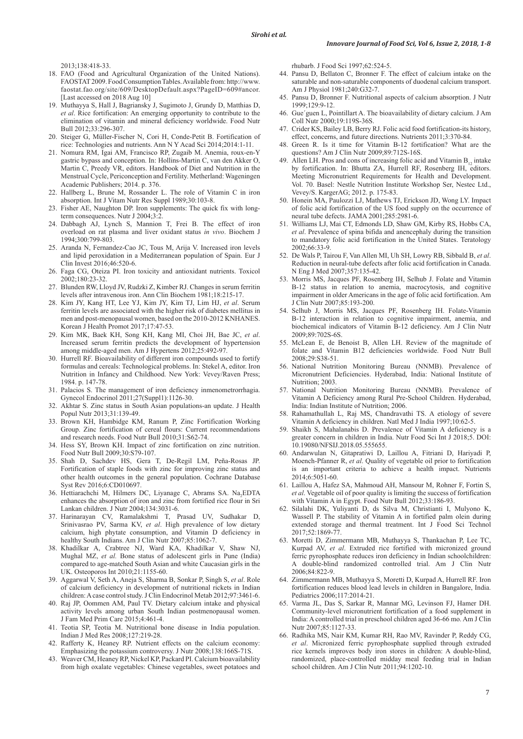2013;138:418-33.

18. FAO (Food and Agricultural Organization of the United Nations). FAOSTAT 2009. Food Consumption Tables. Available from: http://www.faostat.fao.org/site/609/DesktopDefault.aspx?PageID=609#ancor. [Last accessed on 2018 Aug 10]
19. Muthayya S, Hall J, Bagriansky J, Sugimoto J, Grundy D, Matthias D, *et al*. Rice fortification: An emerging opportunity to contribute to the elimination of vitamin and mineral deficiency worldwide. Food Nutr Bull 2012;33:296-307.
20. Steiger G, Müller-Fischer N, Cori H, Conde-Petit B. Fortification of rice: Technologies and nutrients. Ann N Y Acad Sci 2014;2014:1-11.
21. Nomura RM, Igai AM, Francisco RP, Zugaib M. Anemia, roux-en-Y gastric bypass and conception. In: Hollins-Martin C, van den Akker O, Martin C, Preedy VR, editors. Handbook of Diet and Nutrition in the Menstrual Cycle, Periconception and Fertility. Metherland: Wageningen Academic Publishers; 2014. p. 376.
22. Hallberg L, Brune M, Rossander L. The role of Vitamin C in iron absorption. Int J Vitam Nutr Res Suppl 1989;30:103-8.
23. Fisher AE, Naughton DP. Iron supplements: The quick fix with long-term consequences. Nutr J 2004;3:2.
24. Dabbagh AJ, Lynch S, Mannion T, Frei B. The effect of iron overload on rat plasma and liver oxidant status *in vivo*. Biochem J 1994;300:799-803.
25. Aranda N, Fernandez-Cao JC, Tous M, Arija V. Increased iron levels and lipid peroxidation in a Mediterranean population of Spain. Eur J Clin Invest 2016;46:520-6.
26. Faga CG, Oteiza PI. Iron toxicity and antioxidant nutrients. Toxicol 2002;180:23-32.
27. Blunden RW, Lloyd JV, Rudzki Z, Kimber RJ. Changes in serum ferritin levels after intravenous iron. Ann Clin Biochem 1981;18:215-17.
28. Kim JY, Kang HT, Lee YJ, Kim JY, Kim TJ, Lim HJ, *et al*. Serum ferritin levels are associated with the higher risk of diabetes mellitus in men and post-menopausal women, based on the 2010-2012 KNHANES. Korean J Health Promot 2017;17:47-53.
29. Kim MK, Baek KH, Song KH, Kang MI, Choi JH, Bae JC, *et al*. Increased serum ferritin predicts the development of hypertension among middle-aged men. Am J Hypertens 2012;25:492-97.
30. Hurrell RF. Bioavailability of different iron compounds used to fortify formulas and cereals: Technological problems. In: Stekel A, editor. Iron Nutrition in Infancy and Childhood. New York: Vevey/Raven Press; 1984. p. 147-78.
31. Palacios S. The management of iron deficiency inmenometrorrhagia. Gynecol Endocrinol 2011;27(Suppl1):1126-30.
32. Akhtar S. Zinc status in South Asian populations-an update. J Health Popul Nutr 2013;31:139-49.
33. Brown KH, Hambidge KM, Ranum P, Zinc Fortification Working Group. Zinc fortification of cereal flours: Current recommendations and research needs. Food Nutr Bull 2010;31:S62-74.
34. Hess SY, Brown KH. Impact of zinc fortification on zinc nutrition. Food Nutr Bull 2009;30:S79-107.
35. Shah D, Sachdev HS, Gera T, De-Regil LM, Peña-Rosas JP. Fortification of staple foods with zinc for improving zinc status and other health outcomes in the general population. Cochrane Database Syst Rev 2016;6:CD010697.
36. Hettiarachchi M, Hilmers DC, Liyanage C, Abrams SA. $Na_2$EDTA enhances the absorption of iron and zinc from fortified rice flour in Sri Lankan children. J Nutr 2004;134:3031-6.
37. Harinarayan CV, Ramalakshmi T, Prasad UV, Sudhakar D, Srinivasrao PV, Sarma KV, *et al*. High prevalence of low dietary calcium, high phytate consumption, and Vitamin D deficiency in healthy South Indians. Am J Clin Nutr 2007;85:1062-7.
38. Khadilkar A, Crabtree NJ, Ward KA, Khadilkar V, Shaw NJ, Mughal MZ, *et al.* Bone status of adolescent girls in Pune (India) compared to age-matched South Asian and white Caucasian girls in the UK. Osteoporos Int 2010;21:1155-60.
39. Aggarwal V, Seth A, Aneja S, Sharma B, Sonkar P, Singh S, *et al*. Role of calcium deficiency in development of nutritional rickets in Indian children: A case control study. J Clin Endocrinol Metab 2012;97:3461-6.
40. Raj JP, Oommen AM, Paul TV. Dietary calcium intake and physical activity levels among urban South Indian postmenopausal women. J Fam Med Prim Care 2015;4:461-4.
41. Teotia SP, Teotia M. Nutritional bone disease in India population. Indian J Med Res 2008;127:219-28.
42. Rafferty K, Heaney RP. Nutrient effects on the calcium economy: Emphasizing the potassium controversy. J Nutr 2008;138:166S-71S.
43. Weaver CM, Heaney RP, Nickel KP, Packard PI. Calcium bioavailability from high oxalate vegetables: Chinese vegetables, sweet potatoes and rhubarb. J Food Sci 1997;62:524-5.
44. Pansu D, Bellaton C, Bronner F. The effect of calcium intake on the saturable and non-saturable components of duodenal calcium transport. Am J Physiol 1981;240:G32-7.
45. Pansu D, Bronner F. Nutritional aspects of calcium absorption. J Nutr 1999;129:9-12.
46. Gue´guen L, Pointillart A. The bioavailability of dietary calcium. J Am Coll Nutr 2000;19:119S-36S.
47. Crider KS, Bailey LB, Berry RJ. Folic acid food fortification-its history, effect, concerns, and future directions. Nutrients 2011;3:370-84.
48. Green R. Is it time for Vitamin B-12 fortification? What are the questions? Am J Clin Nutr 2009;89:712S-16S.
49. Allen LH. Pros and cons of increasing folic acid and Vitamin $B_{12}$ intake by fortification. In: Bhutta ZA, Hurrell RF, Rosenberg IH, editors. Meeting Micronutrient Requirements for Health and Development. Vol. 70. Basel: Nestle Nutrition Institute Workshop Ser, Nestec Ltd., Vevey/S. KargerAG; 2012. p. 175-83.
50. Honein MA, Paulozzi LJ, Mathews TJ, Erickson JD, Wong LY. Impact of folic acid fortification of the US food supply on the occurrence of neural tube defects. JAMA 2001;285:2981-6.
51. Williams LJ, Mai CT, Edmonds LD, Shaw GM, Kirby RS, Hobbs CA, *et al*. Prevalence of spina bifida and anencephaly during the transition to mandatory folic acid fortification in the United States. Teratology 2002;66:33-9.
52. De Wals P, Tairou F, Van Allen MI, Uh SH, Lowry RB, Sibbald B, *et al*. Reduction in neural-tube defects after folic acid fortification in Canada. N Eng J Med 2007;357:135-42.
53. Morris MS, Jacques PF, Rosenberg IH, Selhub J. Folate and Vitamin B-12 status in relation to anemia, macrocytosis, and cognitive impairment in older Americans in the age of folic acid fortification. Am J Clin Nutr 2007;85:193-200.
54. Selhub J, Morris MS, Jacques PF, Rosenberg IH. Folate-Vitamin B-12 interaction in relation to cognitive impairment, anemia, and biochemical indicators of Vitamin B-12 deficiency. Am J Clin Nutr 2009;89:702S-6S.
55. McLean E, de Benoist B, Allen LH. Review of the magnitude of folate and Vitamin B12 deficiencies worldwide. Food Nutr Bull 2008;29:S38-51.
56. National Nutrition Monitoring Bureau (NNMB). Prevalence of Micronutrient Deficiencies. Hyderabad, India: National Institute of Nutrition; 2003.
57. National Nutrition Monitoring Bureau (NNMB). Prevalence of Vitamin A Deficiency among Rural Pre-School Children. Hyderabad, India: Indian Institute of Nutrition; 2006.
58. Rahamathullah L, Raj MS, Chandravathi TS. A etiology of severe Vitamin A deficiency in children. Natl Med J India 1997;10:62-5.
59. Shaikh S, Mahalanabis D. Prevalence of Vitamin A deficiency is a greater concern in children in India. Nutr Food Sci Int J 2018;5. DOI: 10.19080/NFSIJ.2018.05.555655.
60. Andarwulan N, Gitapratiwi D, Laillou A, Fitriani D, Hariyadi P, Moench-Pfanner R, *et al*. Quality of vegetable oil prior to fortification is an important criteria to achieve a health impact. Nutrients 2014;6:5051-60.
61. Laillou A, Hafez SA, Mahmoud AH, Mansour M, Rohner F, Fortin S, *et al*. Vegetable oil of poor quality is limiting the success of fortification with Vitamin A in Egypt. Food Nutr Bull 2012;33:186-93.
62. Silalahi DK, Yuliyanti D, ds Silva M, Christianti I, Mulyono K, Wassell P. The stability of Vitamin A in fortified palm olein during extended storage and thermal treatment. Int J Food Sci Technol 2017;52:1869-77.
63. Moretti D, Zimmermann MB, Muthayya S, Thankachan P, Lee TC, Kurpad AV, *et al*. Extruded rice fortified with micronized ground ferric pyrophosphate reduces iron deficiency in Indian schoolchildren: A double-blind randomized controlled trial. Am J Clin Nutr 2006;84:822-9.
64. Zimmermann MB, Muthayya S, Moretti D, Kurpad A, Hurrell RF. Iron fortification reduces blood lead levels in children in Bangalore, India. Pediatrics 2006;117:2014-21.
65. Varma JL, Das S, Sarkar R, Mannar MG, Levinson FJ, Hamer DH. Community-level micronutrient fortification of a food supplement in India: A controlled trial in preschool children aged 36-66 mo. Am J Clin Nutr 2007;85:1127-33.
66. Radhika MS, Nair KM, Kumar RH, Rao MV, Ravinder P, Reddy CG, *et al*. Micronized ferric pyrophosphate supplied through extruded rice kernels improves body iron stores in children: A double-blind, randomized, place-controlled midday meal feeding trial in Indian school children. Am J Clin Nutr 2011;94:1202-10.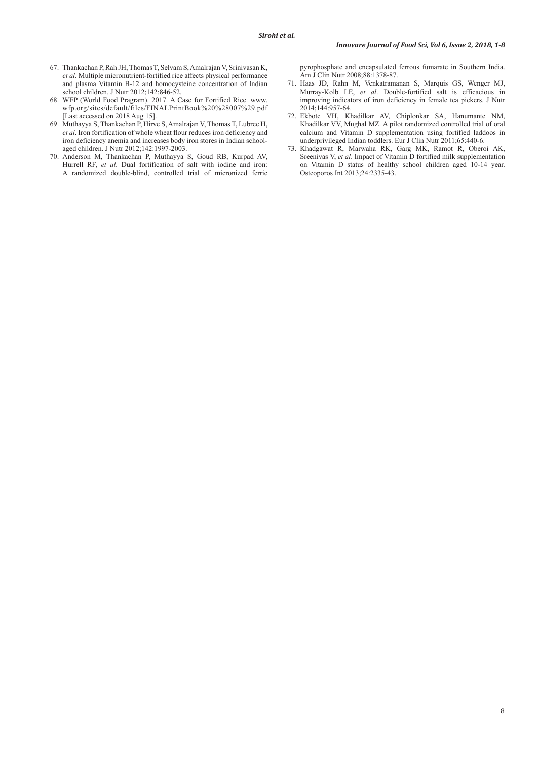67. Thankachan P, Rah JH, Thomas T, Selvam S, Amalrajan V, Srinivasan K, *et al*. Multiple micronutrient-fortified rice affects physical performance and plasma Vitamin B-12 and homocysteine concentration of Indian school children. J Nutr 2012;142:846-52.
68. WEP (World Food Pragram). 2017. A Case for Fortified Rice. www.wfp.org/sites/default/files/FINALPrintBook%20%28007%29.pdf [Last accessed on 2018 Aug 15].
69. Muthayya S, Thankachan P, Hirve S, Amalrajan V, Thomas T, Lubree H, *et al*. Iron fortification of whole wheat flour reduces iron deficiency and iron deficiency anemia and increases body iron stores in Indian school-aged children. J Nutr 2012;142:1997-2003.
70. Anderson M, Thankachan P, Muthayya S, Goud RB, Kurpad AV, Hurrell RF, *et al*. Dual fortification of salt with iodine and iron: A randomized double-blind, controlled trial of micronized ferric pyrophosphate and encapsulated ferrous fumarate in Southern India. Am J Clin Nutr 2008;88:1378-87.
71. Haas JD, Rahn M, Venkatramanan S, Marquis GS, Wenger MJ, Murray-Kolb LE, *et al*. Double-fortified salt is efficacious in improving indicators of iron deficiency in female tea pickers. J Nutr 2014;144:957-64.
72. Ekbote VH, Khadilkar AV, Chiplonkar SA, Hanumante NM, Khadilkar VV, Mughal MZ. A pilot randomized controlled trial of oral calcium and Vitamin D supplementation using fortified laddoos in underprivileged Indian toddlers. Eur J Clin Nutr 2011;65:440-6.
73. Khadgawat R, Marwaha RK, Garg MK, Ramot R, Oberoi AK, Sreenivas V, *et al*. Impact of Vitamin D fortified milk supplementation on Vitamin D status of healthy school children aged 10-14 year. Osteoporos Int 2013;24:2335-43.